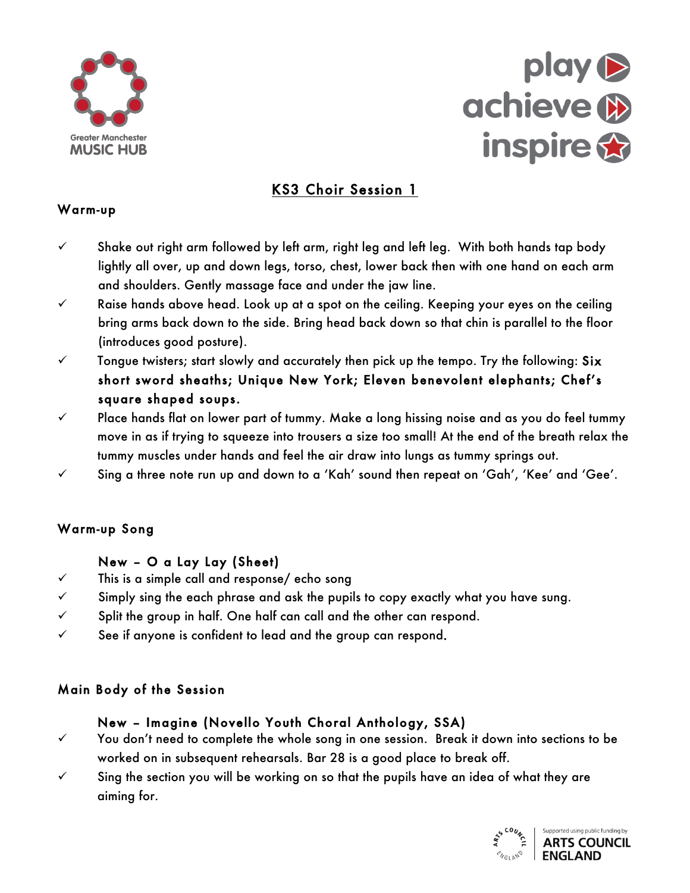# KS3 Choir Session 1

## Warm-up

- ✓ Shake out right arm followed by left arm, right leg and left leg. With both hands tap body lightly all over, up and down legs, torso, chest, lower back then with one hand on each arm and shoulders. Gently massage face and under the jaw line.
- ✓ Raise hands above head. Look up at a spot on the ceiling. Keeping your eyes on the ceiling bring arms back down to the side. Bring head back down so that chin is parallel to the floor (introduces good posture).
- ✓ Tongue twisters; start slowly and accurately then pick up the tempo. Try the following: **Six short sword sheaths; Unique New York; Eleven benevolent elephants; Chef's square shaped soups.**
- ✓ Place hands flat on lower part of tummy. Make a long hissing noise and as you do feel tummy move in as if trying to squeeze into trousers a size too small! At the end of the breath relax the tummy muscles under hands and feel the air draw into lungs as tummy springs out.
- ✓ Sing a three note run up and down to a 'Kah' sound then repeat on 'Gah', 'Kee' and 'Gee'.

## Warm-up Song

**New – O a Lay Lay (Sheet)**

- ✓ This is a simple call and response/ echo song
- ✓ Simply sing the each phrase and ask the pupils to copy exactly what you have sung.
- ✓ Split the group in half. One half can call and the other can respond.
- ✓ See if anyone is confident to lead and the group can respond.

## Main Body of the Session

**New – Imagine (Novello Youth Choral Anthology, SSA)**

- ✓ You don't need to complete the whole song in one session. Break it down into sections to be worked on in subsequent rehearsals. Bar 28 is a good place to break off.
- ✓ Sing the section you will be working on so that the pupils have an idea of what they are aiming for.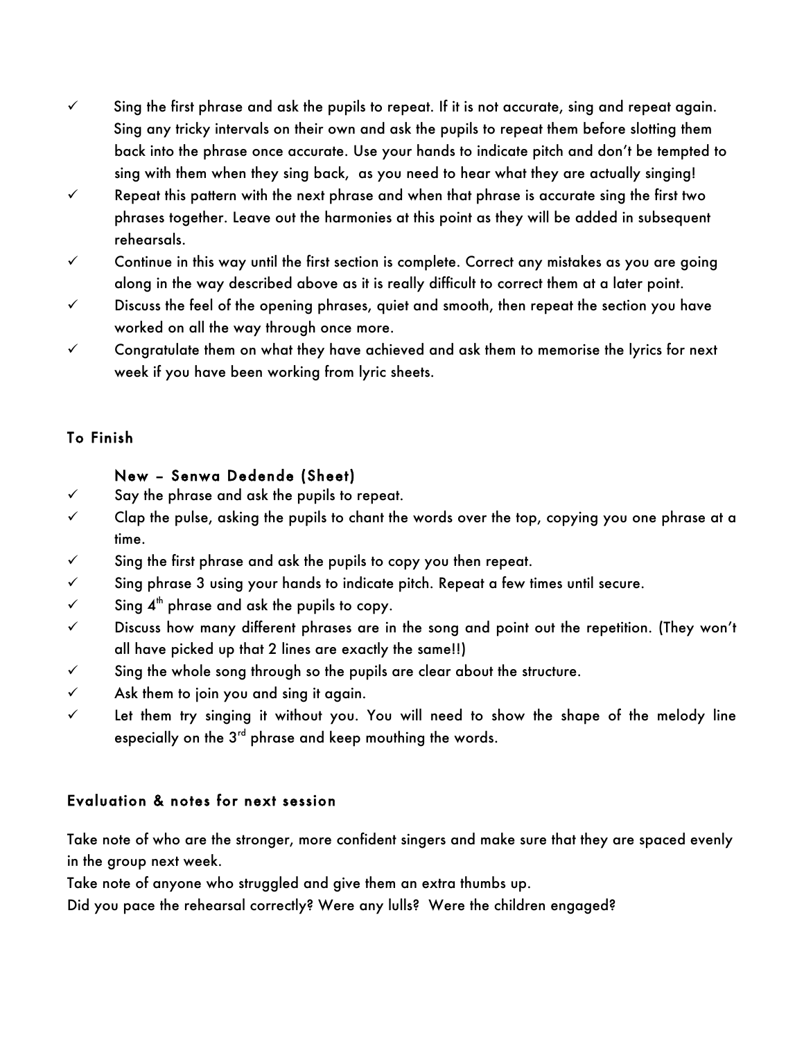- ✓ Sing the first phrase and ask the pupils to repeat. If it is not accurate, sing and repeat again. Sing any tricky intervals on their own and ask the pupils to repeat them before slotting them back into the phrase once accurate. Use your hands to indicate pitch and don't be tempted to sing with them when they sing back, as you need to hear what they are actually singing!
- ✓ Repeat this pattern with the next phrase and when that phrase is accurate sing the first two phrases together. Leave out the harmonies at this point as they will be added in subsequent rehearsals.
- ✓ Continue in this way until the first section is complete. Correct any mistakes as you are going along in the way described above as it is really difficult to correct them at a later point.
- ✓ Discuss the feel of the opening phrases, quiet and smooth, then repeat the section you have worked on all the way through once more.
- ✓ Congratulate them on what they have achieved and ask them to memorise the lyrics for next week if you have been working from lyric sheets.

## To Finish

### New – Senwa Dedende (Sheet)

- ✓ Say the phrase and ask the pupils to repeat.
- ✓ Clap the pulse, asking the pupils to chant the words over the top, copying you one phrase at a time.
- ✓ Sing the first phrase and ask the pupils to copy you then repeat.
- ✓ Sing phrase 3 using your hands to indicate pitch. Repeat a few times until secure.
- ✓ Sing 4th phrase and ask the pupils to copy.
- ✓ Discuss how many different phrases are in the song and point out the repetition. (They won't all have picked up that 2 lines are exactly the same!!)
- ✓ Sing the whole song through so the pupils are clear about the structure.
- ✓ Ask them to join you and sing it again.
- ✓ Let them try singing it without you. You will need to show the shape of the melody line especially on the 3rd phrase and keep mouthing the words.

## Evaluation & notes for next session

Take note of who are the stronger, more confident singers and make sure that they are spaced evenly in the group next week.

Take note of anyone who struggled and give them an extra thumbs up.

Did you pace the rehearsal correctly? Were any lulls? Were the children engaged?